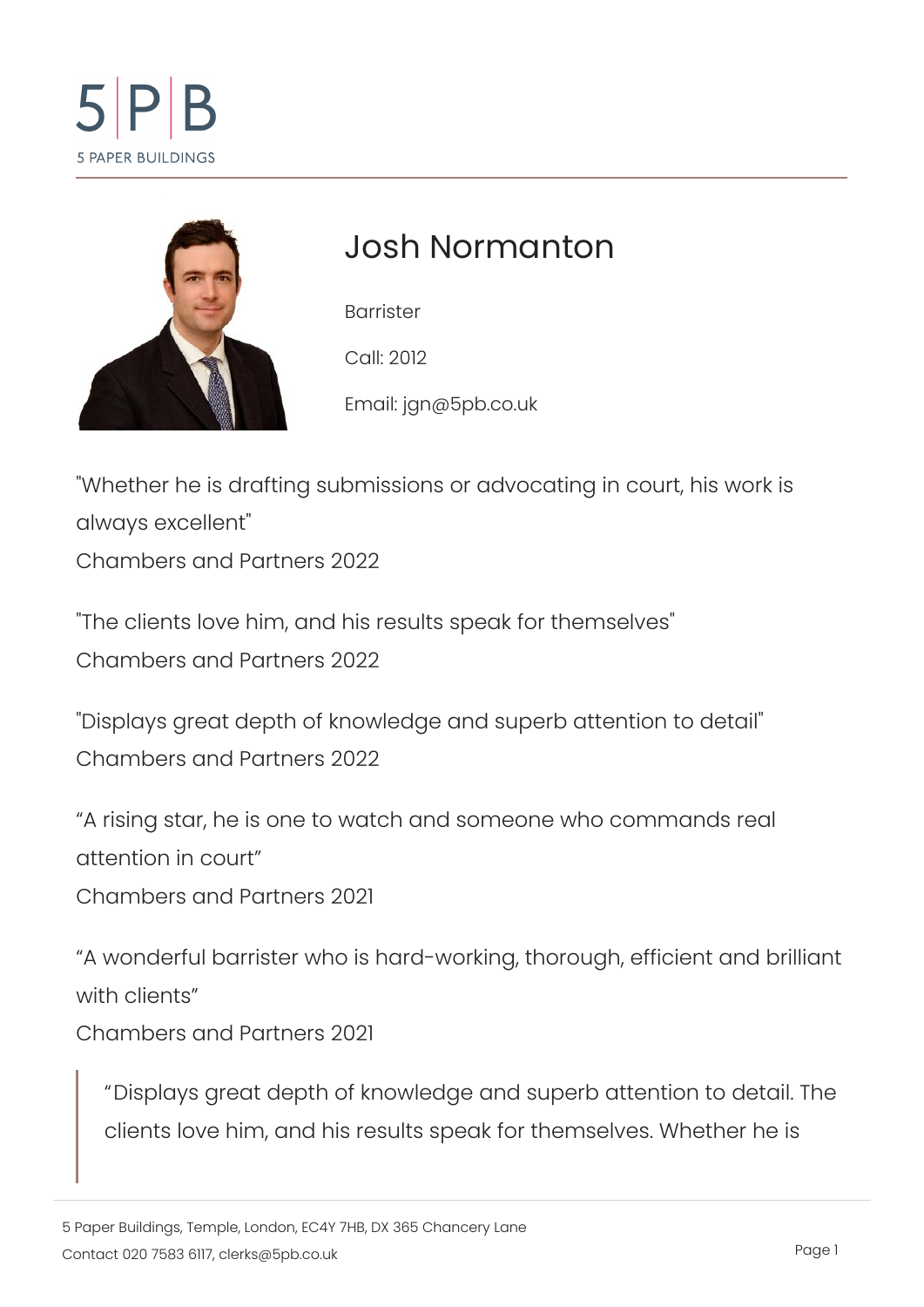# Josh Normanton

Barrister

Call: 2012

Email: jgn@5pb.co.uk

"Whether he is drafting submissions or advocating in court, his work is always excellent"
Chambers and Partners 2022

"The clients love him, and his results speak for themselves"
Chambers and Partners 2022

"Displays great depth of knowledge and superb attention to detail"
Chambers and Partners 2022

"A rising star, he is one to watch and someone who commands real attention in court"
Chambers and Partners 2021

"A wonderful barrister who is hard-working, thorough, efficient and brilliant with clients"
Chambers and Partners 2021

> "Displays great depth of knowledge and superb attention to detail. The clients love him, and his results speak for themselves. Whether he is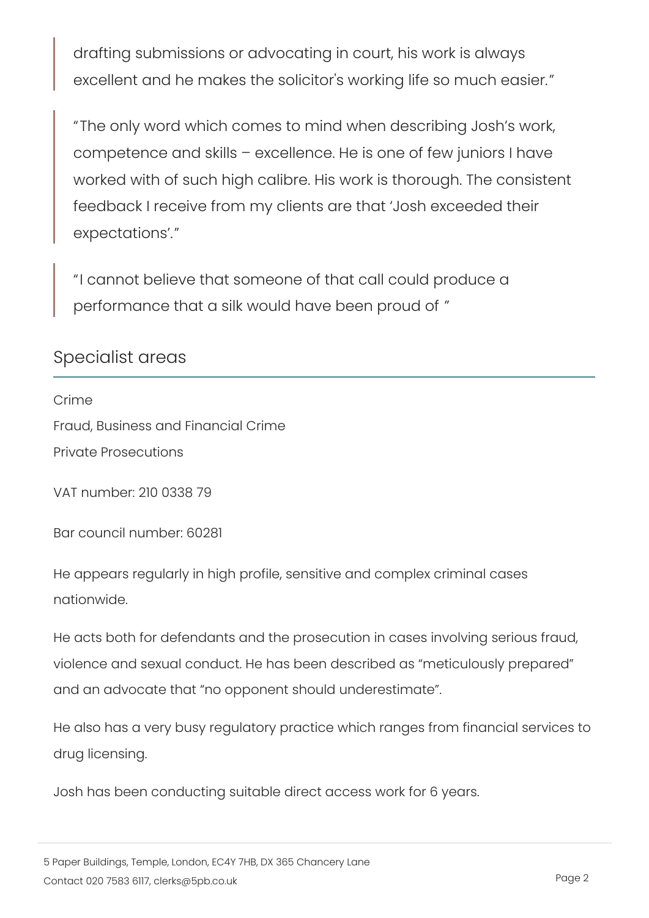> drafting submissions or advocating in court, his work is always excellent and he makes the solicitor's working life so much easier."

> "The only word which comes to mind when describing Josh's work, competence and skills – excellence. He is one of few juniors I have worked with of such high calibre. His work is thorough. The consistent feedback I receive from my clients are that 'Josh exceeded their expectations'."

> "I cannot believe that someone of that call could produce a performance that a silk would have been proud of "

## Specialist areas

Crime

Fraud, Business and Financial Crime

Private Prosecutions

VAT number: 210 0338 79

Bar council number: 60281

He appears regularly in high profile, sensitive and complex criminal cases nationwide.

He acts both for defendants and the prosecution in cases involving serious fraud, violence and sexual conduct. He has been described as "meticulously prepared" and an advocate that "no opponent should underestimate".

He also has a very busy regulatory practice which ranges from financial services to drug licensing.

Josh has been conducting suitable direct access work for 6 years.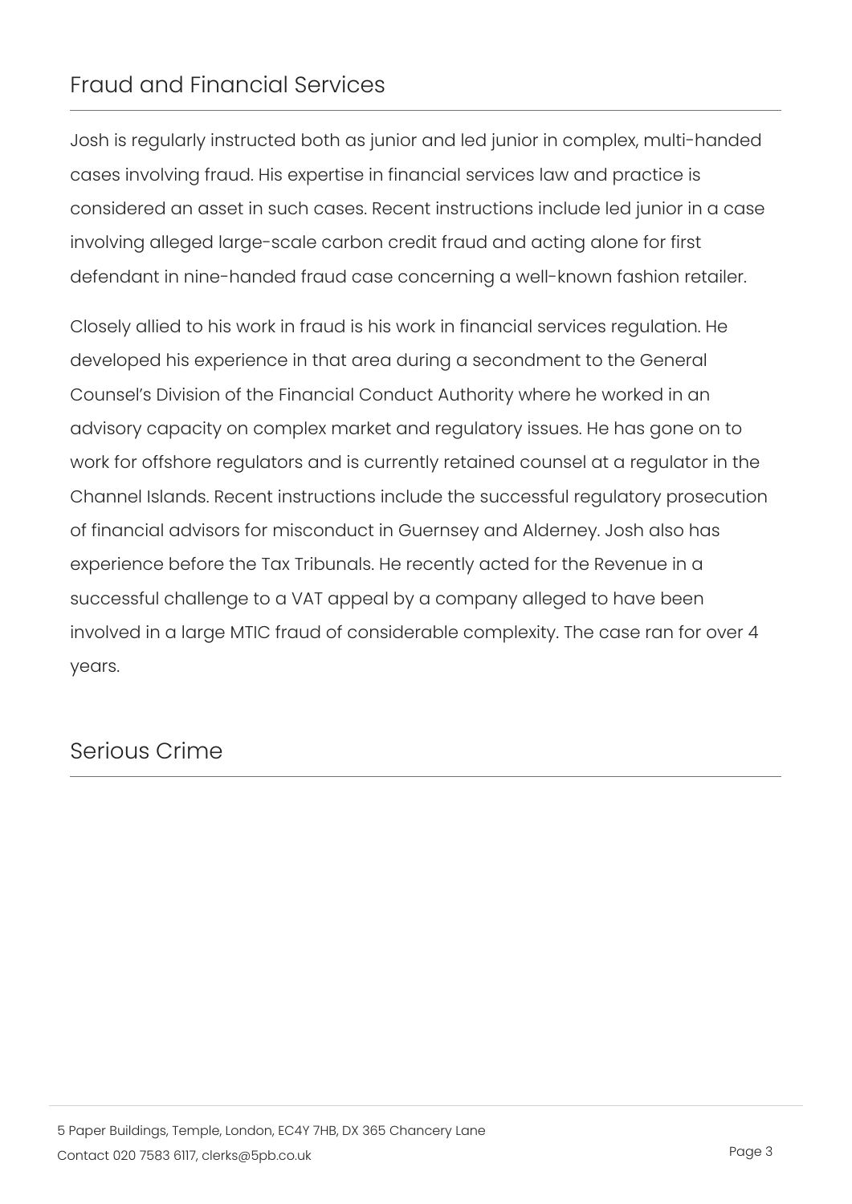## Fraud and Financial Services

Josh is regularly instructed both as junior and led junior in complex, multi-handed cases involving fraud. His expertise in financial services law and practice is considered an asset in such cases. Recent instructions include led junior in a case involving alleged large-scale carbon credit fraud and acting alone for first defendant in nine-handed fraud case concerning a well-known fashion retailer.

Closely allied to his work in fraud is his work in financial services regulation. He developed his experience in that area during a secondment to the General Counsel's Division of the Financial Conduct Authority where he worked in an advisory capacity on complex market and regulatory issues. He has gone on to work for offshore regulators and is currently retained counsel at a regulator in the Channel Islands. Recent instructions include the successful regulatory prosecution of financial advisors for misconduct in Guernsey and Alderney. Josh also has experience before the Tax Tribunals. He recently acted for the Revenue in a successful challenge to a VAT appeal by a company alleged to have been involved in a large MTIC fraud of considerable complexity. The case ran for over 4 years.

## Serious Crime

5 Paper Buildings, Temple, London, EC4Y 7HB, DX 365 Chancery Lane
Contact 020 7583 6117, clerks@5pb.co.uk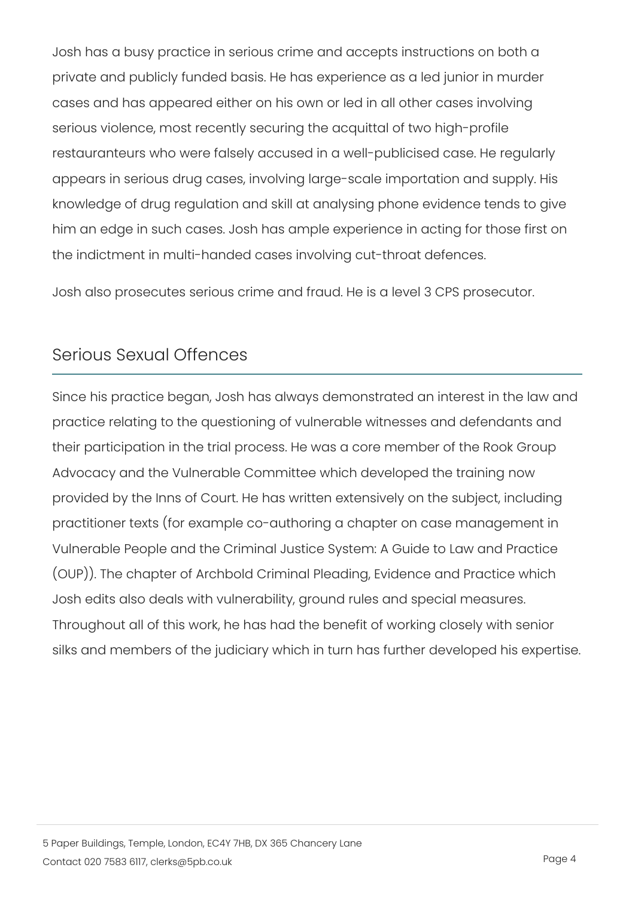Josh has a busy practice in serious crime and accepts instructions on both a private and publicly funded basis. He has experience as a led junior in murder cases and has appeared either on his own or led in all other cases involving serious violence, most recently securing the acquittal of two high-profile restauranteurs who were falsely accused in a well-publicised case. He regularly appears in serious drug cases, involving large-scale importation and supply. His knowledge of drug regulation and skill at analysing phone evidence tends to give him an edge in such cases. Josh has ample experience in acting for those first on the indictment in multi-handed cases involving cut-throat defences.

Josh also prosecutes serious crime and fraud. He is a level 3 CPS prosecutor.

## Serious Sexual Offences

Since his practice began, Josh has always demonstrated an interest in the law and practice relating to the questioning of vulnerable witnesses and defendants and their participation in the trial process. He was a core member of the Rook Group Advocacy and the Vulnerable Committee which developed the training now provided by the Inns of Court. He has written extensively on the subject, including practitioner texts (for example co-authoring a chapter on case management in Vulnerable People and the Criminal Justice System: A Guide to Law and Practice (OUP)). The chapter of Archbold Criminal Pleading, Evidence and Practice which Josh edits also deals with vulnerability, ground rules and special measures. Throughout all of this work, he has had the benefit of working closely with senior silks and members of the judiciary which in turn has further developed his expertise.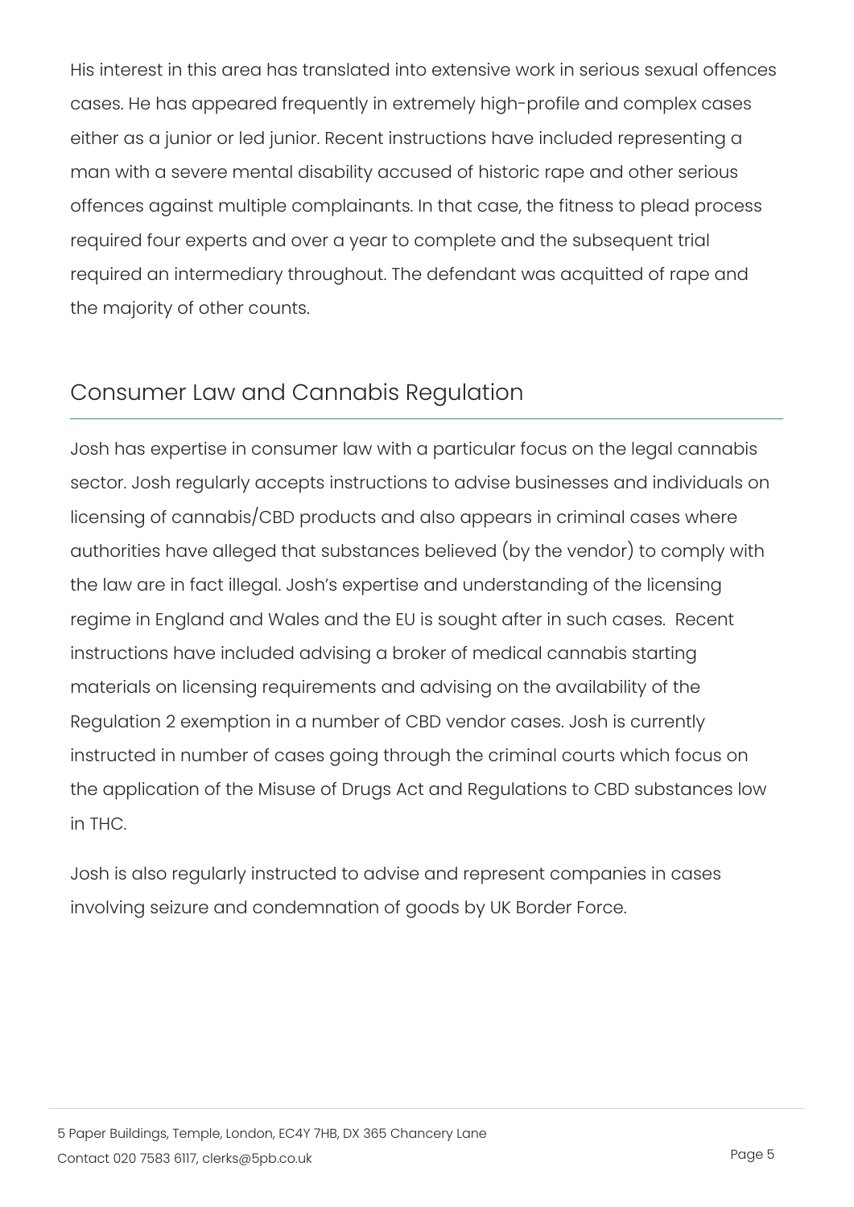His interest in this area has translated into extensive work in serious sexual offences cases. He has appeared frequently in extremely high-profile and complex cases either as a junior or led junior. Recent instructions have included representing a man with a severe mental disability accused of historic rape and other serious offences against multiple complainants. In that case, the fitness to plead process required four experts and over a year to complete and the subsequent trial required an intermediary throughout. The defendant was acquitted of rape and the majority of other counts.

## Consumer Law and Cannabis Regulation

Josh has expertise in consumer law with a particular focus on the legal cannabis sector. Josh regularly accepts instructions to advise businesses and individuals on licensing of cannabis/CBD products and also appears in criminal cases where authorities have alleged that substances believed (by the vendor) to comply with the law are in fact illegal. Josh's expertise and understanding of the licensing regime in England and Wales and the EU is sought after in such cases. Recent instructions have included advising a broker of medical cannabis starting materials on licensing requirements and advising on the availability of the Regulation 2 exemption in a number of CBD vendor cases. Josh is currently instructed in number of cases going through the criminal courts which focus on the application of the Misuse of Drugs Act and Regulations to CBD substances low in THC.

Josh is also regularly instructed to advise and represent companies in cases involving seizure and condemnation of goods by UK Border Force.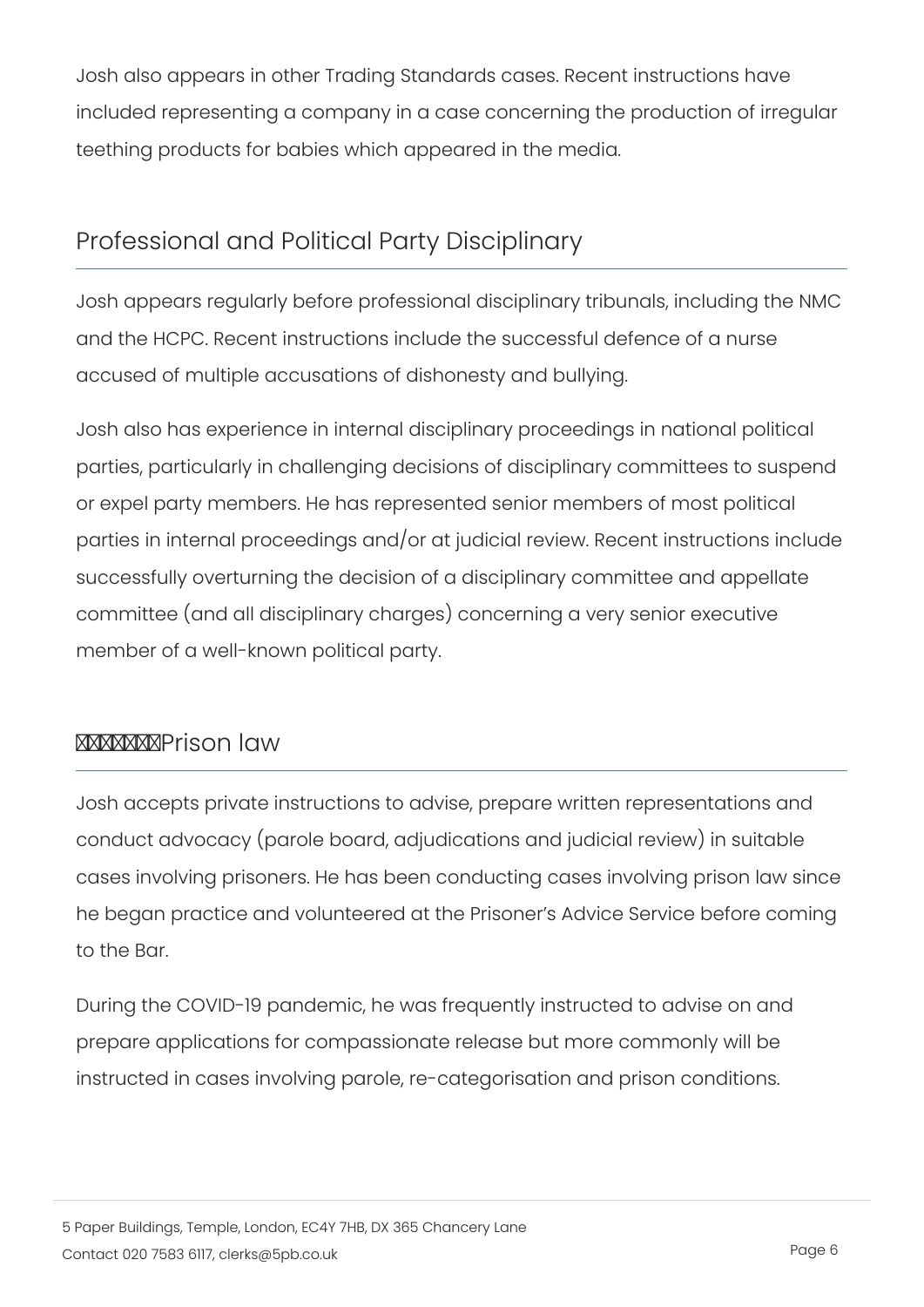Josh also appears in other Trading Standards cases. Recent instructions have included representing a company in a case concerning the production of irregular teething products for babies which appeared in the media.

## Professional and Political Party Disciplinary

Josh appears regularly before professional disciplinary tribunals, including the NMC and the HCPC. Recent instructions include the successful defence of a nurse accused of multiple accusations of dishonesty and bullying.

Josh also has experience in internal disciplinary proceedings in national political parties, particularly in challenging decisions of disciplinary committees to suspend or expel party members. He has represented senior members of most political parties in internal proceedings and/or at judicial review. Recent instructions include successfully overturning the decision of a disciplinary committee and appellate committee (and all disciplinary charges) concerning a very senior executive member of a well-known political party.

## Prison law

Josh accepts private instructions to advise, prepare written representations and conduct advocacy (parole board, adjudications and judicial review) in suitable cases involving prisoners. He has been conducting cases involving prison law since he began practice and volunteered at the Prisoner's Advice Service before coming to the Bar.

During the COVID-19 pandemic, he was frequently instructed to advise on and prepare applications for compassionate release but more commonly will be instructed in cases involving parole, re-categorisation and prison conditions.

5 Paper Buildings, Temple, London, EC4Y 7HB, DX 365 Chancery Lane
Contact 020 7583 6117, clerks@5pb.co.uk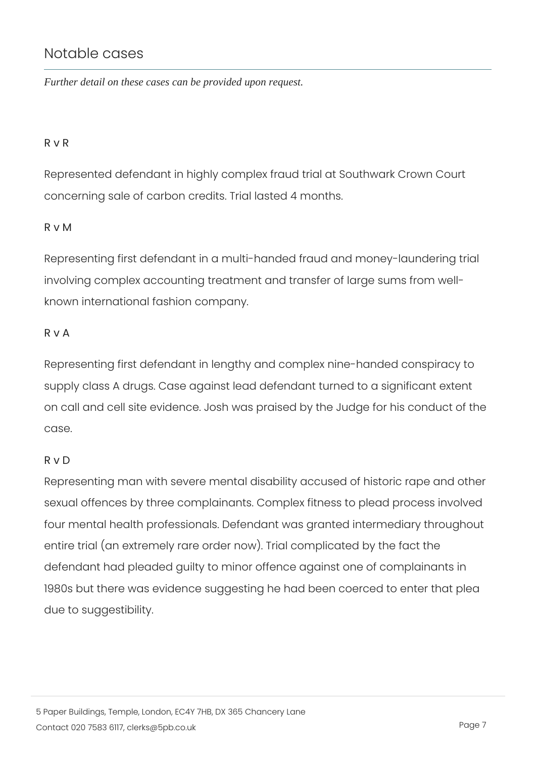## Notable cases

*Further detail on these cases can be provided upon request.*

### R v R

Represented defendant in highly complex fraud trial at Southwark Crown Court concerning sale of carbon credits. Trial lasted 4 months.

### R v M

Representing first defendant in a multi-handed fraud and money-laundering trial involving complex accounting treatment and transfer of large sums from well-known international fashion company.

### R v A

Representing first defendant in lengthy and complex nine-handed conspiracy to supply class A drugs. Case against lead defendant turned to a significant extent on call and cell site evidence. Josh was praised by the Judge for his conduct of the case.

### R v D

Representing man with severe mental disability accused of historic rape and other sexual offences by three complainants. Complex fitness to plead process involved four mental health professionals. Defendant was granted intermediary throughout entire trial (an extremely rare order now). Trial complicated by the fact the defendant had pleaded guilty to minor offence against one of complainants in 1980s but there was evidence suggesting he had been coerced to enter that plea due to suggestibility.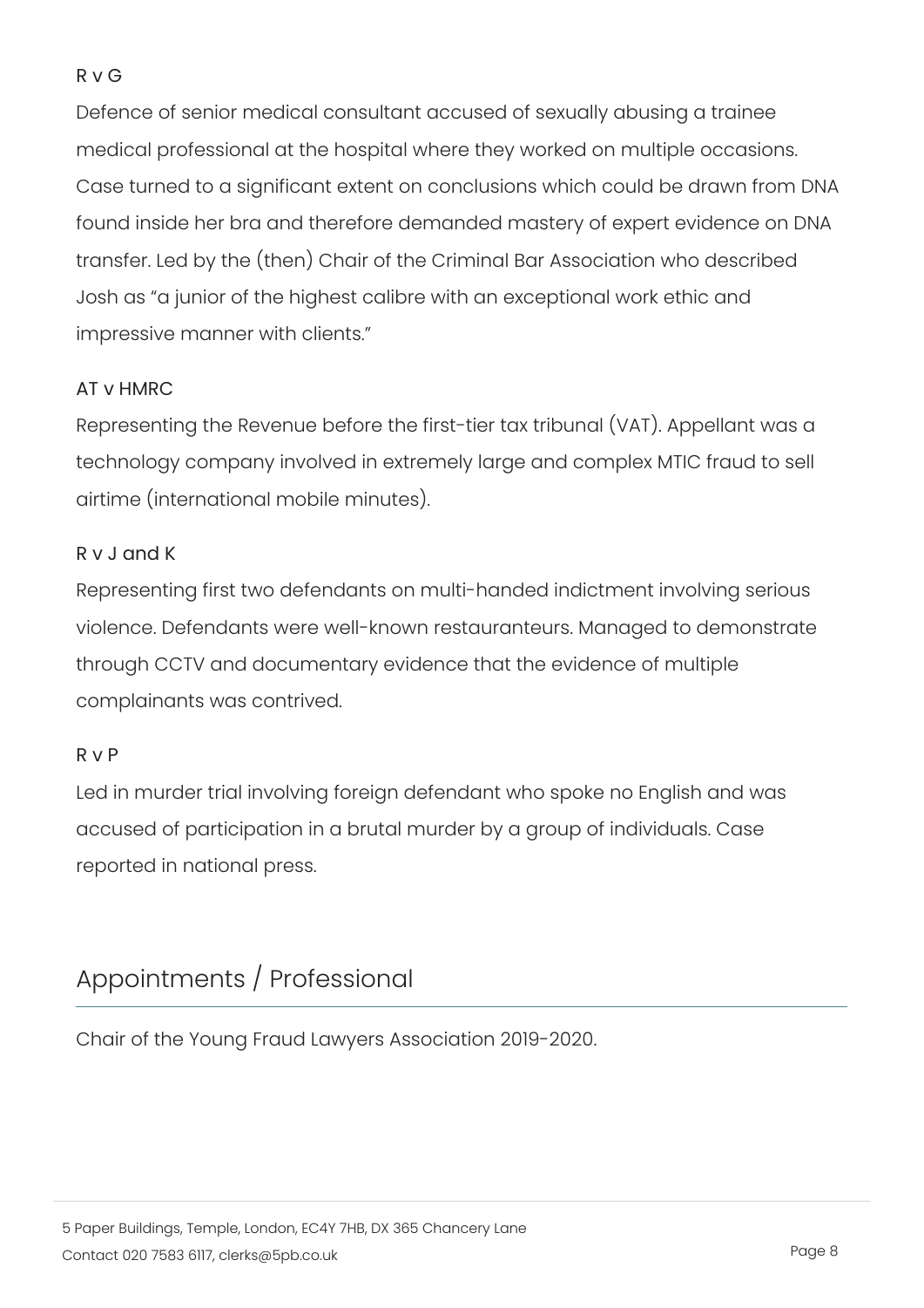R v G

Defence of senior medical consultant accused of sexually abusing a trainee medical professional at the hospital where they worked on multiple occasions. Case turned to a significant extent on conclusions which could be drawn from DNA found inside her bra and therefore demanded mastery of expert evidence on DNA transfer. Led by the (then) Chair of the Criminal Bar Association who described Josh as “a junior of the highest calibre with an exceptional work ethic and impressive manner with clients.”

AT v HMRC

Representing the Revenue before the first-tier tax tribunal (VAT). Appellant was a technology company involved in extremely large and complex MTIC fraud to sell airtime (international mobile minutes).

R v J and K

Representing first two defendants on multi-handed indictment involving serious violence. Defendants were well-known restauranteurs. Managed to demonstrate through CCTV and documentary evidence that the evidence of multiple complainants was contrived.

R v P

Led in murder trial involving foreign defendant who spoke no English and was accused of participation in a brutal murder by a group of individuals. Case reported in national press.

## Appointments / Professional

Chair of the Young Fraud Lawyers Association 2019-2020.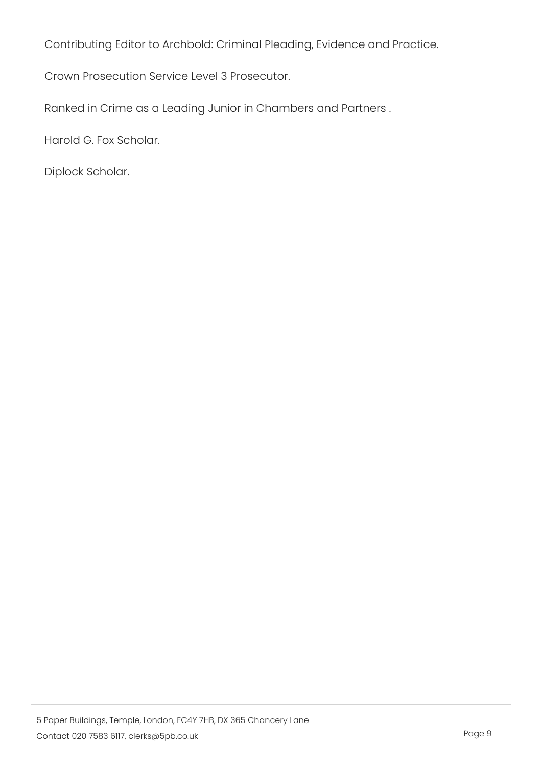Contributing Editor to Archbold: Criminal Pleading, Evidence and Practice.

Crown Prosecution Service Level 3 Prosecutor.

Ranked in Crime as a Leading Junior in Chambers and Partners .

Harold G. Fox Scholar.

Diplock Scholar.